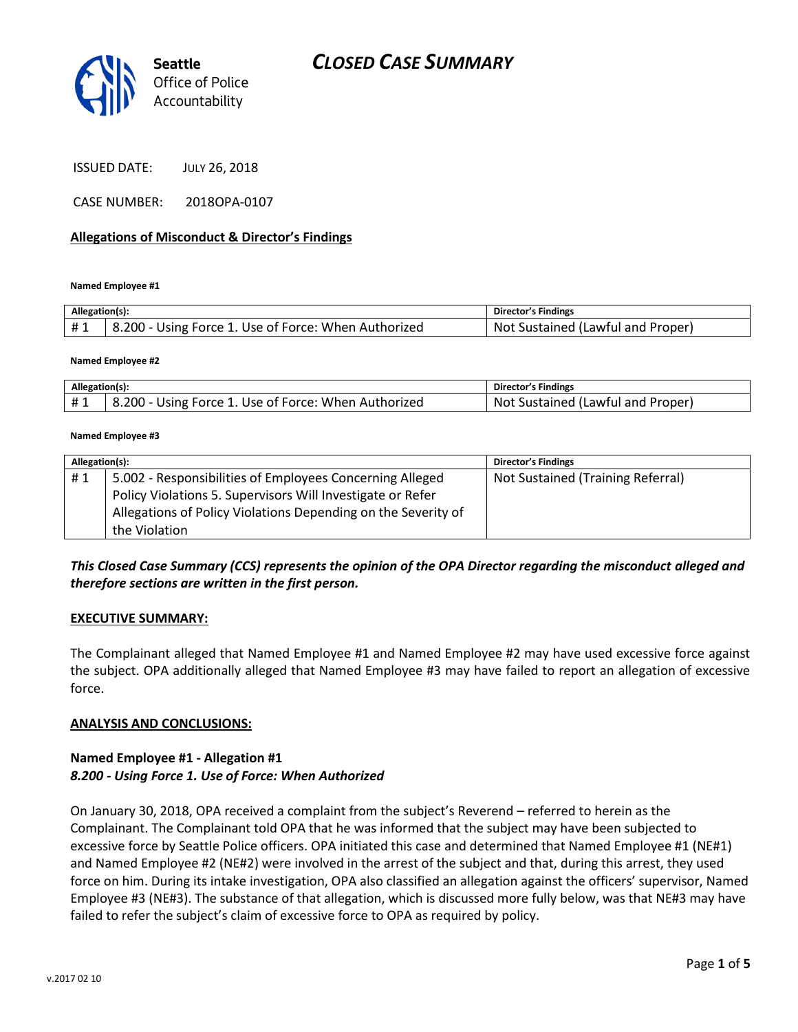# CLOSED CASE SUMMARY

Seattle Office of Police Accountability

ISSUED DATE: JULY 26, 2018

CASE NUMBER: 2018OPA-0107

## Allegations of Misconduct & Director's Findings

**Named Employee #1**

| Allegation(s): | | Director's Findings |
|---|---|---|
| # 1 | 8.200 - Using Force 1. Use of Force: When Authorized | Not Sustained (Lawful and Proper) |

**Named Employee #2**

| Allegation(s): | | Director's Findings |
|---|---|---|
| # 1 | 8.200 - Using Force 1. Use of Force: When Authorized | Not Sustained (Lawful and Proper) |

**Named Employee #3**

| Allegation(s): | | Director's Findings |
|---|---|---|
| # 1 | 5.002 - Responsibilities of Employees Concerning Alleged Policy Violations 5. Supervisors Will Investigate or Refer Allegations of Policy Violations Depending on the Severity of the Violation | Not Sustained (Training Referral) |

***This Closed Case Summary (CCS) represents the opinion of the OPA Director regarding the misconduct alleged and therefore sections are written in the first person.***

### EXECUTIVE SUMMARY:

The Complainant alleged that Named Employee #1 and Named Employee #2 may have used excessive force against the subject. OPA additionally alleged that Named Employee #3 may have failed to report an allegation of excessive force.

### ANALYSIS AND CONCLUSIONS:

**Named Employee #1 - Allegation #1**
***8.200 - Using Force 1. Use of Force: When Authorized***

On January 30, 2018, OPA received a complaint from the subject's Reverend – referred to herein as the Complainant. The Complainant told OPA that he was informed that the subject may have been subjected to excessive force by Seattle Police officers. OPA initiated this case and determined that Named Employee #1 (NE#1) and Named Employee #2 (NE#2) were involved in the arrest of the subject and that, during this arrest, they used force on him. During its intake investigation, OPA also classified an allegation against the officers' supervisor, Named Employee #3 (NE#3). The substance of that allegation, which is discussed more fully below, was that NE#3 may have failed to refer the subject's claim of excessive force to OPA as required by policy.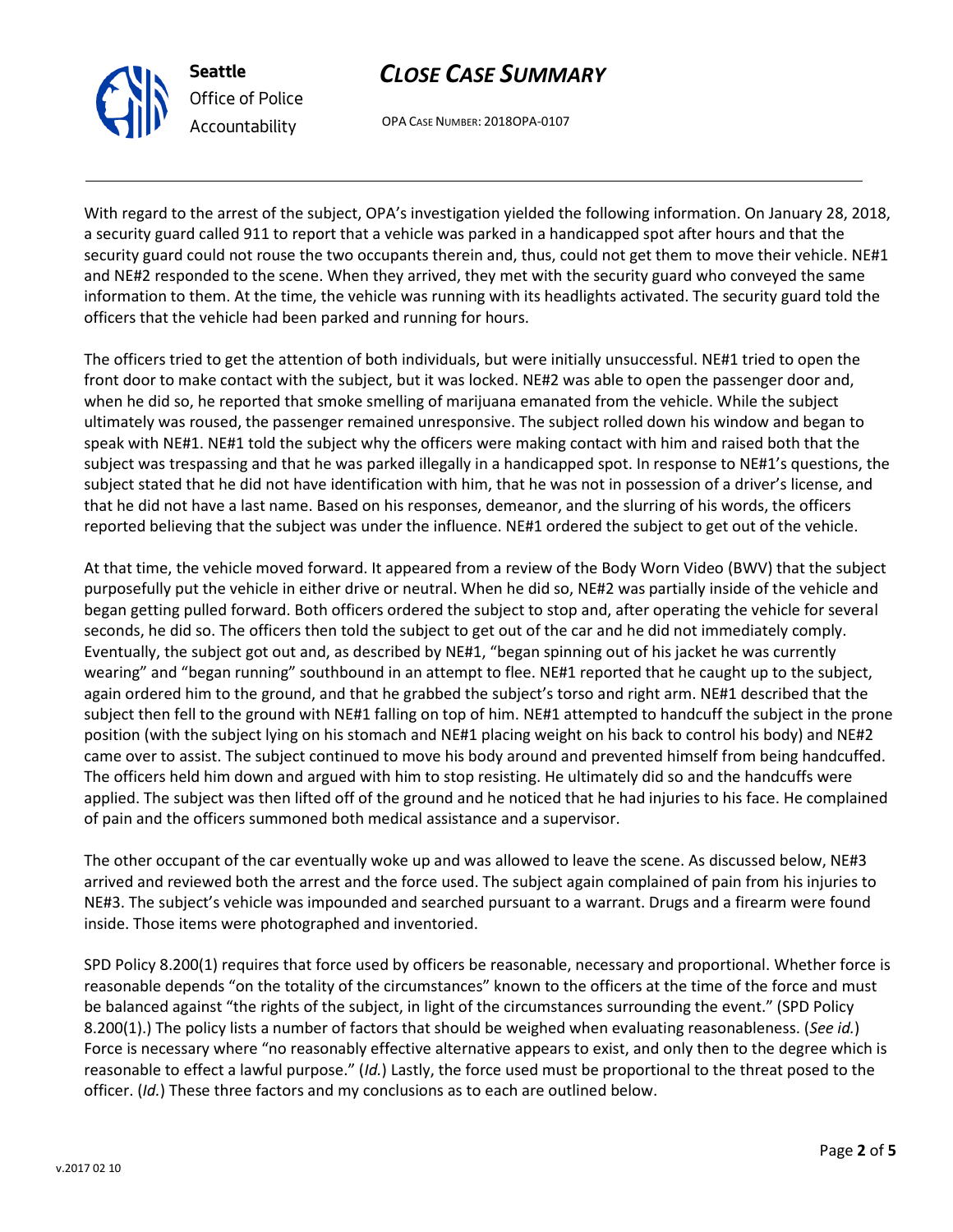With regard to the arrest of the subject, OPA's investigation yielded the following information. On January 28, 2018, a security guard called 911 to report that a vehicle was parked in a handicapped spot after hours and that the security guard could not rouse the two occupants therein and, thus, could not get them to move their vehicle. NE#1 and NE#2 responded to the scene. When they arrived, they met with the security guard who conveyed the same information to them. At the time, the vehicle was running with its headlights activated. The security guard told the officers that the vehicle had been parked and running for hours.

The officers tried to get the attention of both individuals, but were initially unsuccessful. NE#1 tried to open the front door to make contact with the subject, but it was locked. NE#2 was able to open the passenger door and, when he did so, he reported that smoke smelling of marijuana emanated from the vehicle. While the subject ultimately was roused, the passenger remained unresponsive. The subject rolled down his window and began to speak with NE#1. NE#1 told the subject why the officers were making contact with him and raised both that the subject was trespassing and that he was parked illegally in a handicapped spot. In response to NE#1's questions, the subject stated that he did not have identification with him, that he was not in possession of a driver's license, and that he did not have a last name. Based on his responses, demeanor, and the slurring of his words, the officers reported believing that the subject was under the influence. NE#1 ordered the subject to get out of the vehicle.

At that time, the vehicle moved forward. It appeared from a review of the Body Worn Video (BWV) that the subject purposefully put the vehicle in either drive or neutral. When he did so, NE#2 was partially inside of the vehicle and began getting pulled forward. Both officers ordered the subject to stop and, after operating the vehicle for several seconds, he did so. The officers then told the subject to get out of the car and he did not immediately comply. Eventually, the subject got out and, as described by NE#1, "began spinning out of his jacket he was currently wearing" and "began running" southbound in an attempt to flee. NE#1 reported that he caught up to the subject, again ordered him to the ground, and that he grabbed the subject's torso and right arm. NE#1 described that the subject then fell to the ground with NE#1 falling on top of him. NE#1 attempted to handcuff the subject in the prone position (with the subject lying on his stomach and NE#1 placing weight on his back to control his body) and NE#2 came over to assist. The subject continued to move his body around and prevented himself from being handcuffed. The officers held him down and argued with him to stop resisting. He ultimately did so and the handcuffs were applied. The subject was then lifted off of the ground and he noticed that he had injuries to his face. He complained of pain and the officers summoned both medical assistance and a supervisor.

The other occupant of the car eventually woke up and was allowed to leave the scene. As discussed below, NE#3 arrived and reviewed both the arrest and the force used. The subject again complained of pain from his injuries to NE#3. The subject's vehicle was impounded and searched pursuant to a warrant. Drugs and a firearm were found inside. Those items were photographed and inventoried.

SPD Policy 8.200(1) requires that force used by officers be reasonable, necessary and proportional. Whether force is reasonable depends "on the totality of the circumstances" known to the officers at the time of the force and must be balanced against "the rights of the subject, in light of the circumstances surrounding the event." (SPD Policy 8.200(1).) The policy lists a number of factors that should be weighed when evaluating reasonableness. (*See id.*) Force is necessary where "no reasonably effective alternative appears to exist, and only then to the degree which is reasonable to effect a lawful purpose." (*Id.*) Lastly, the force used must be proportional to the threat posed to the officer. (*Id.*) These three factors and my conclusions as to each are outlined below.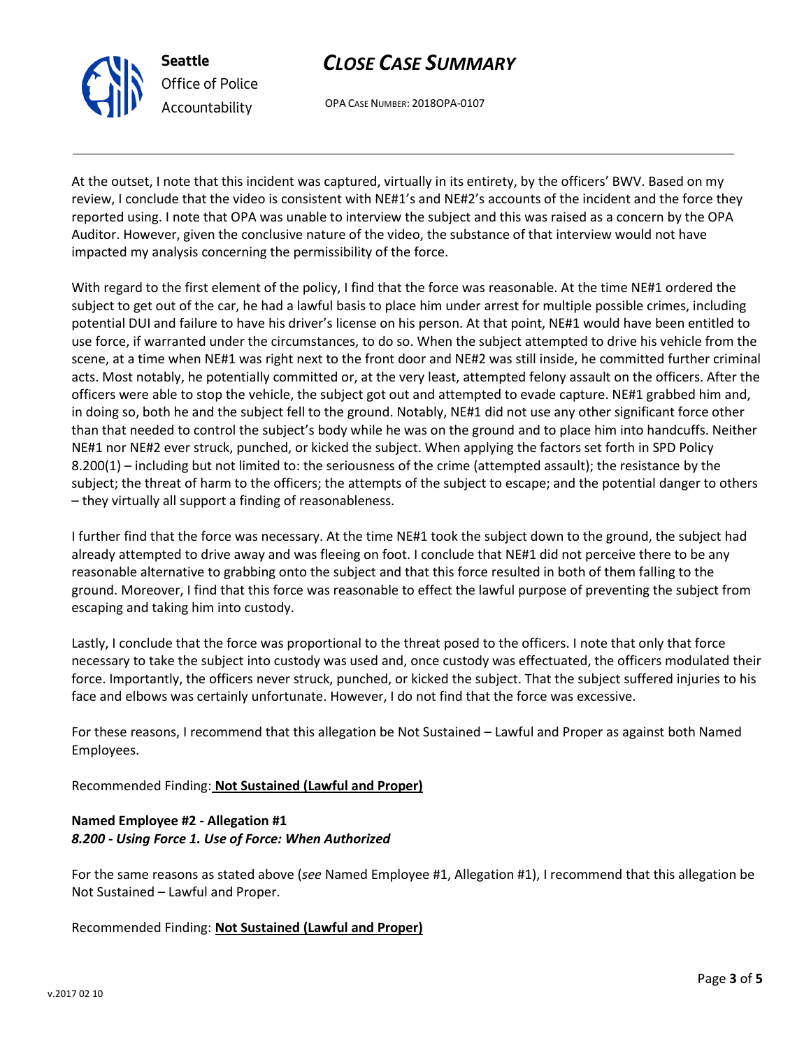At the outset, I note that this incident was captured, virtually in its entirety, by the officers' BWV. Based on my review, I conclude that the video is consistent with NE#1's and NE#2's accounts of the incident and the force they reported using. I note that OPA was unable to interview the subject and this was raised as a concern by the OPA Auditor. However, given the conclusive nature of the video, the substance of that interview would not have impacted my analysis concerning the permissibility of the force.

With regard to the first element of the policy, I find that the force was reasonable. At the time NE#1 ordered the subject to get out of the car, he had a lawful basis to place him under arrest for multiple possible crimes, including potential DUI and failure to have his driver's license on his person. At that point, NE#1 would have been entitled to use force, if warranted under the circumstances, to do so. When the subject attempted to drive his vehicle from the scene, at a time when NE#1 was right next to the front door and NE#2 was still inside, he committed further criminal acts. Most notably, he potentially committed or, at the very least, attempted felony assault on the officers. After the officers were able to stop the vehicle, the subject got out and attempted to evade capture. NE#1 grabbed him and, in doing so, both he and the subject fell to the ground. Notably, NE#1 did not use any other significant force other than that needed to control the subject's body while he was on the ground and to place him into handcuffs. Neither NE#1 nor NE#2 ever struck, punched, or kicked the subject. When applying the factors set forth in SPD Policy 8.200(1) – including but not limited to: the seriousness of the crime (attempted assault); the resistance by the subject; the threat of harm to the officers; the attempts of the subject to escape; and the potential danger to others – they virtually all support a finding of reasonableness.

I further find that the force was necessary. At the time NE#1 took the subject down to the ground, the subject had already attempted to drive away and was fleeing on foot. I conclude that NE#1 did not perceive there to be any reasonable alternative to grabbing onto the subject and that this force resulted in both of them falling to the ground. Moreover, I find that this force was reasonable to effect the lawful purpose of preventing the subject from escaping and taking him into custody.

Lastly, I conclude that the force was proportional to the threat posed to the officers. I note that only that force necessary to take the subject into custody was used and, once custody was effectuated, the officers modulated their force. Importantly, the officers never struck, punched, or kicked the subject. That the subject suffered injuries to his face and elbows was certainly unfortunate. However, I do not find that the force was excessive.

For these reasons, I recommend that this allegation be Not Sustained – Lawful and Proper as against both Named Employees.

Recommended Finding: **Not Sustained (Lawful and Proper)**

**Named Employee #2 - Allegation #1**
***8.200 - Using Force 1. Use of Force: When Authorized***

For the same reasons as stated above (*see* Named Employee #1, Allegation #1), I recommend that this allegation be Not Sustained – Lawful and Proper.

Recommended Finding: **Not Sustained (Lawful and Proper)**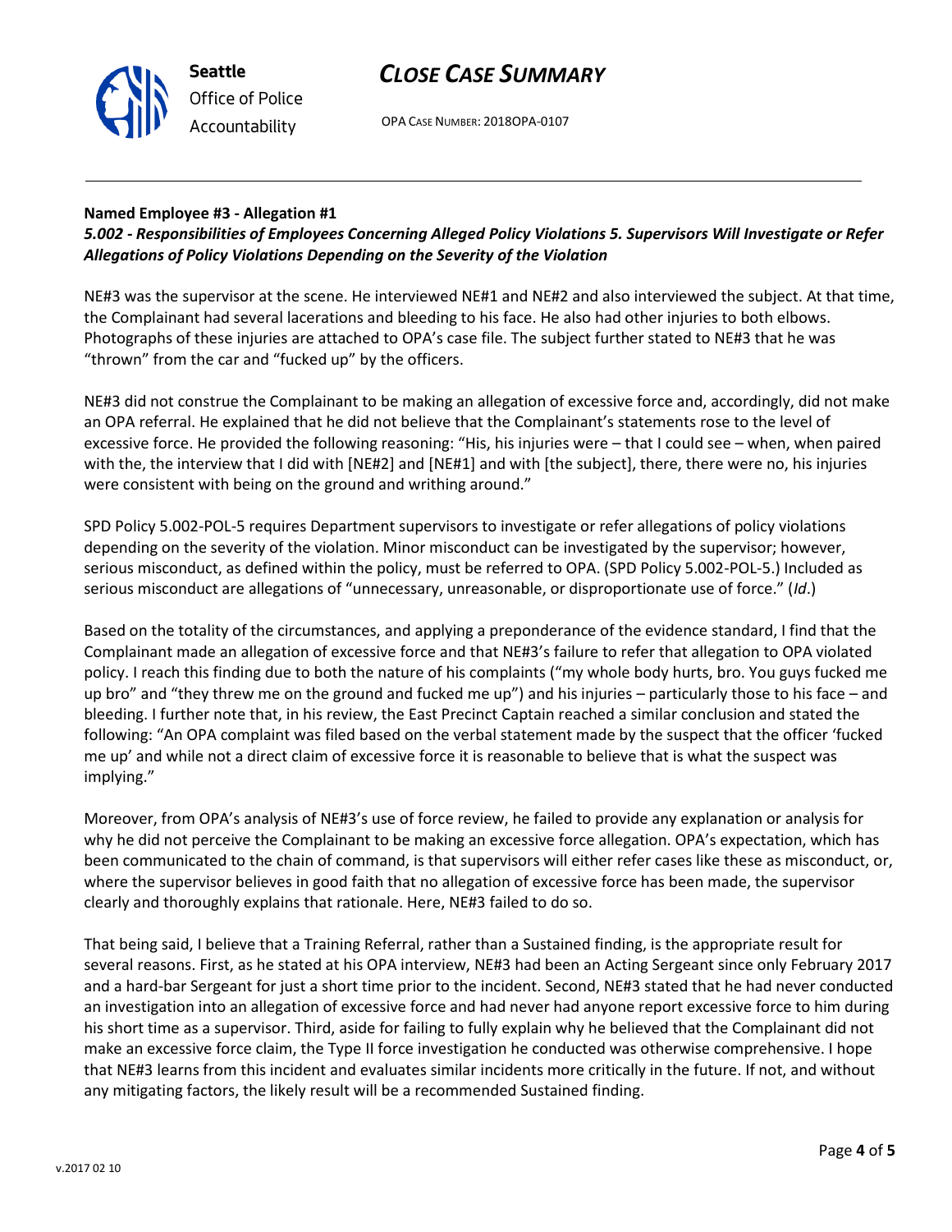**Named Employee #3 - Allegation #1**
***5.002 - Responsibilities of Employees Concerning Alleged Policy Violations 5. Supervisors Will Investigate or Refer Allegations of Policy Violations Depending on the Severity of the Violation***

NE#3 was the supervisor at the scene. He interviewed NE#1 and NE#2 and also interviewed the subject. At that time, the Complainant had several lacerations and bleeding to his face. He also had other injuries to both elbows. Photographs of these injuries are attached to OPA's case file. The subject further stated to NE#3 that he was "thrown" from the car and "fucked up" by the officers.

NE#3 did not construe the Complainant to be making an allegation of excessive force and, accordingly, did not make an OPA referral. He explained that he did not believe that the Complainant's statements rose to the level of excessive force. He provided the following reasoning: "His, his injuries were – that I could see – when, when paired with the, the interview that I did with [NE#2] and [NE#1] and with [the subject], there, there were no, his injuries were consistent with being on the ground and writhing around."

SPD Policy 5.002-POL-5 requires Department supervisors to investigate or refer allegations of policy violations depending on the severity of the violation. Minor misconduct can be investigated by the supervisor; however, serious misconduct, as defined within the policy, must be referred to OPA. (SPD Policy 5.002-POL-5.) Included as serious misconduct are allegations of "unnecessary, unreasonable, or disproportionate use of force." (*Id*.)

Based on the totality of the circumstances, and applying a preponderance of the evidence standard, I find that the Complainant made an allegation of excessive force and that NE#3's failure to refer that allegation to OPA violated policy. I reach this finding due to both the nature of his complaints ("my whole body hurts, bro. You guys fucked me up bro" and "they threw me on the ground and fucked me up") and his injuries – particularly those to his face – and bleeding. I further note that, in his review, the East Precinct Captain reached a similar conclusion and stated the following: "An OPA complaint was filed based on the verbal statement made by the suspect that the officer 'fucked me up' and while not a direct claim of excessive force it is reasonable to believe that is what the suspect was implying."

Moreover, from OPA's analysis of NE#3's use of force review, he failed to provide any explanation or analysis for why he did not perceive the Complainant to be making an excessive force allegation. OPA's expectation, which has been communicated to the chain of command, is that supervisors will either refer cases like these as misconduct, or, where the supervisor believes in good faith that no allegation of excessive force has been made, the supervisor clearly and thoroughly explains that rationale. Here, NE#3 failed to do so.

That being said, I believe that a Training Referral, rather than a Sustained finding, is the appropriate result for several reasons. First, as he stated at his OPA interview, NE#3 had been an Acting Sergeant since only February 2017 and a hard-bar Sergeant for just a short time prior to the incident. Second, NE#3 stated that he had never conducted an investigation into an allegation of excessive force and had never had anyone report excessive force to him during his short time as a supervisor. Third, aside for failing to fully explain why he believed that the Complainant did not make an excessive force claim, the Type II force investigation he conducted was otherwise comprehensive. I hope that NE#3 learns from this incident and evaluates similar incidents more critically in the future. If not, and without any mitigating factors, the likely result will be a recommended Sustained finding.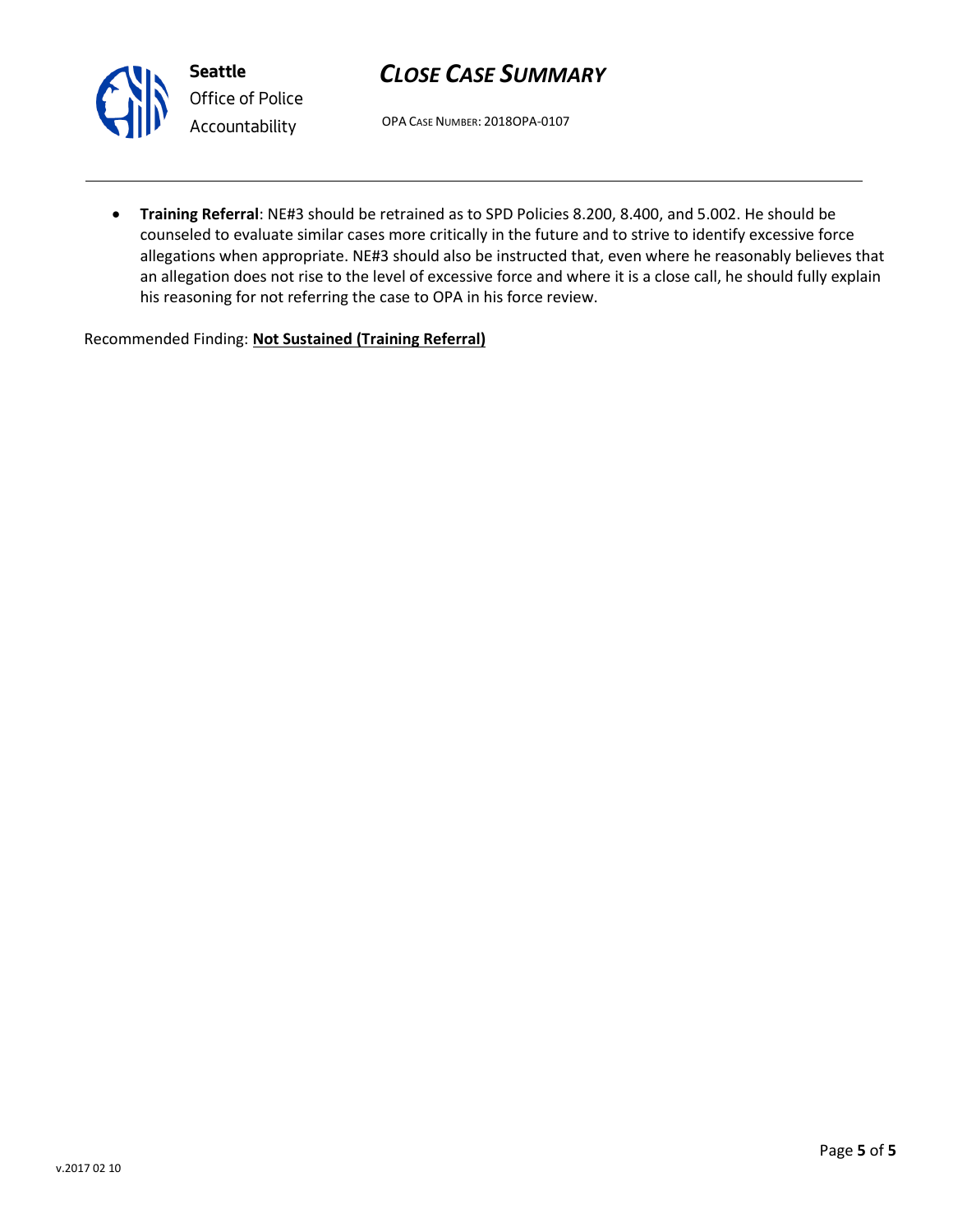- **Training Referral**: NE#3 should be retrained as to SPD Policies 8.200, 8.400, and 5.002. He should be counseled to evaluate similar cases more critically in the future and to strive to identify excessive force allegations when appropriate. NE#3 should also be instructed that, even where he reasonably believes that an allegation does not rise to the level of excessive force and where it is a close call, he should fully explain his reasoning for not referring the case to OPA in his force review.

Recommended Finding: **Not Sustained (Training Referral)**